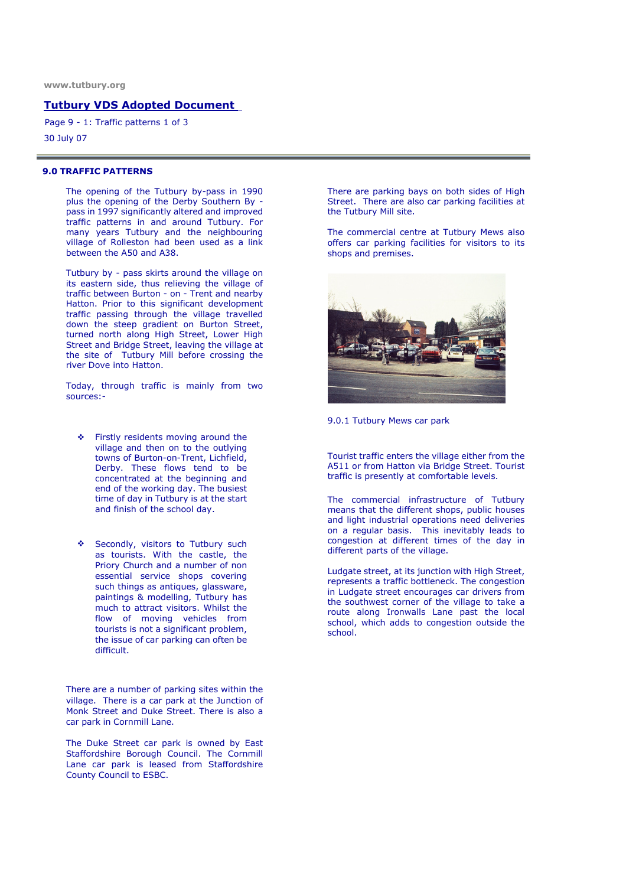www.tutbury.org

**Tutbury VDS Adopted Document**

Page 9 - 1: Traffic patterns 1 of 3

30 July 07

## 9.0 TRAFFIC PATTERNS

The opening of the Tutbury by-pass in 1990 plus the opening of the Derby Southern By - pass in 1997 significantly altered and improved traffic patterns in and around Tutbury. For many years Tutbury and the neighbouring village of Rolleston had been used as a link between the A50 and A38.

Tutbury by - pass skirts around the village on its eastern side, thus relieving the village of traffic between Burton - on - Trent and nearby Hatton. Prior to this significant development traffic passing through the village travelled down the steep gradient on Burton Street, turned north along High Street, Lower High Street and Bridge Street, leaving the village at the site of Tutbury Mill before crossing the river Dove into Hatton.

Today, through traffic is mainly from two sources:-

- Firstly residents moving around the village and then on to the outlying towns of Burton-on-Trent, Lichfield, Derby. These flows tend to be concentrated at the beginning and end of the working day. The busiest time of day in Tutbury is at the start and finish of the school day.

- Secondly, visitors to Tutbury such as tourists. With the castle, the Priory Church and a number of non essential service shops covering such things as antiques, glassware, paintings & modelling, Tutbury has much to attract visitors. Whilst the flow of moving vehicles from tourists is not a significant problem, the issue of car parking can often be difficult.

There are a number of parking sites within the village. There is a car park at the Junction of Monk Street and Duke Street. There is also a car park in Cornmill Lane.

The Duke Street car park is owned by East Staffordshire Borough Council. The Cornmill Lane car park is leased from Staffordshire County Council to ESBC.

There are parking bays on both sides of High Street. There are also car parking facilities at the Tutbury Mill site.

The commercial centre at Tutbury Mews also offers car parking facilities for visitors to its shops and premises.

9.0.1 Tutbury Mews car park

Tourist traffic enters the village either from the A511 or from Hatton via Bridge Street. Tourist traffic is presently at comfortable levels.

The commercial infrastructure of Tutbury means that the different shops, public houses and light industrial operations need deliveries on a regular basis. This inevitably leads to congestion at different times of the day in different parts of the village.

Ludgate street, at its junction with High Street, represents a traffic bottleneck. The congestion in Ludgate street encourages car drivers from the southwest corner of the village to take a route along Ironwalls Lane past the local school, which adds to congestion outside the school.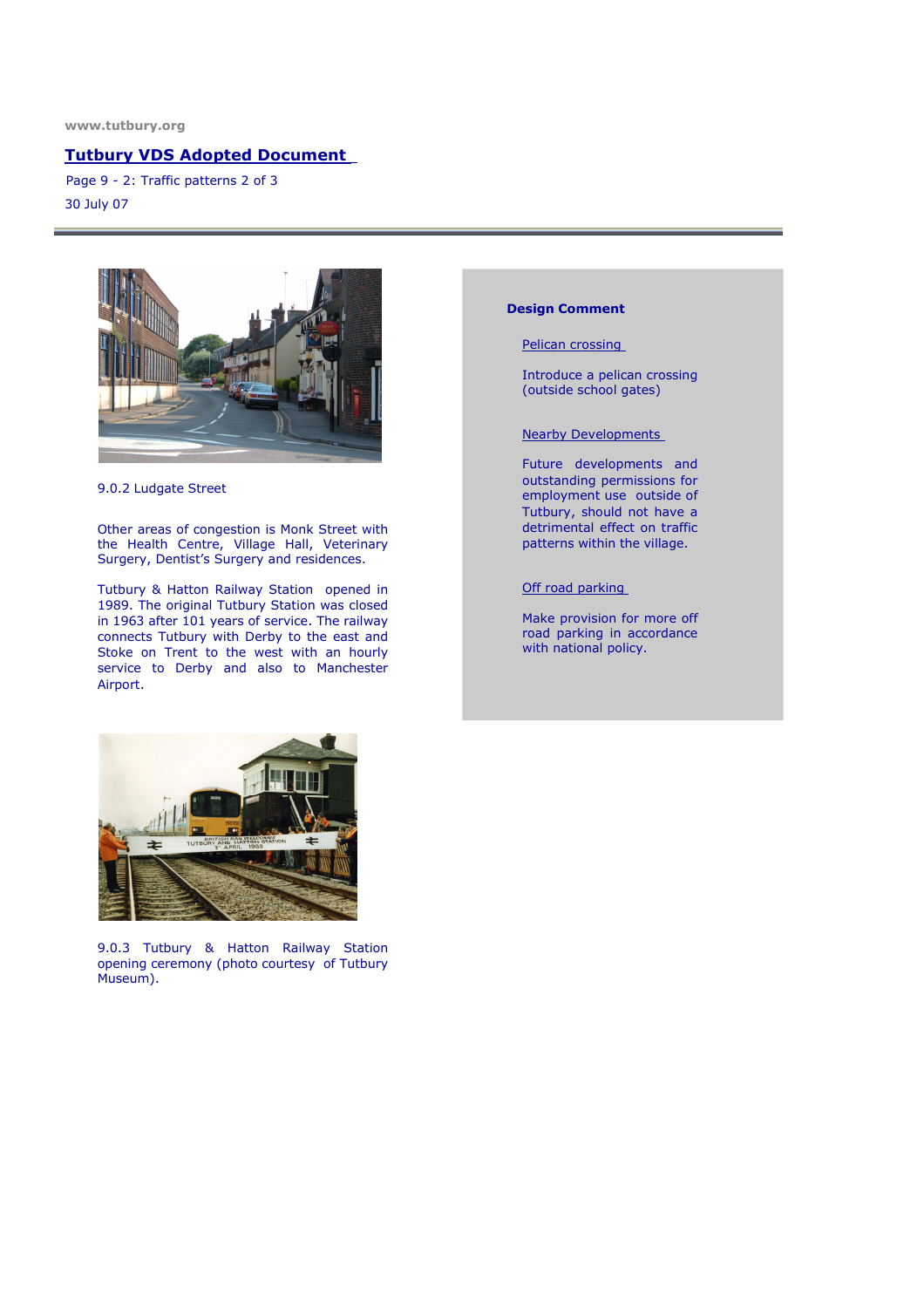9.0.2 Ludgate Street

Other areas of congestion is Monk Street with the Health Centre, Village Hall, Veterinary Surgery, Dentist's Surgery and residences.

Tutbury & Hatton Railway Station opened in 1989. The original Tutbury Station was closed in 1963 after 101 years of service. The railway connects Tutbury with Derby to the east and Stoke on Trent to the west with an hourly service to Derby and also to Manchester Airport.

9.0.3 Tutbury & Hatton Railway Station opening ceremony (photo courtesy of Tutbury Museum).

**Design Comment**

Pelican crossing

Introduce a pelican crossing (outside school gates)

Nearby Developments

Future developments and outstanding permissions for employment use outside of Tutbury, should not have a detrimental effect on traffic patterns within the village.

Off road parking

Make provision for more off road parking in accordance with national policy.